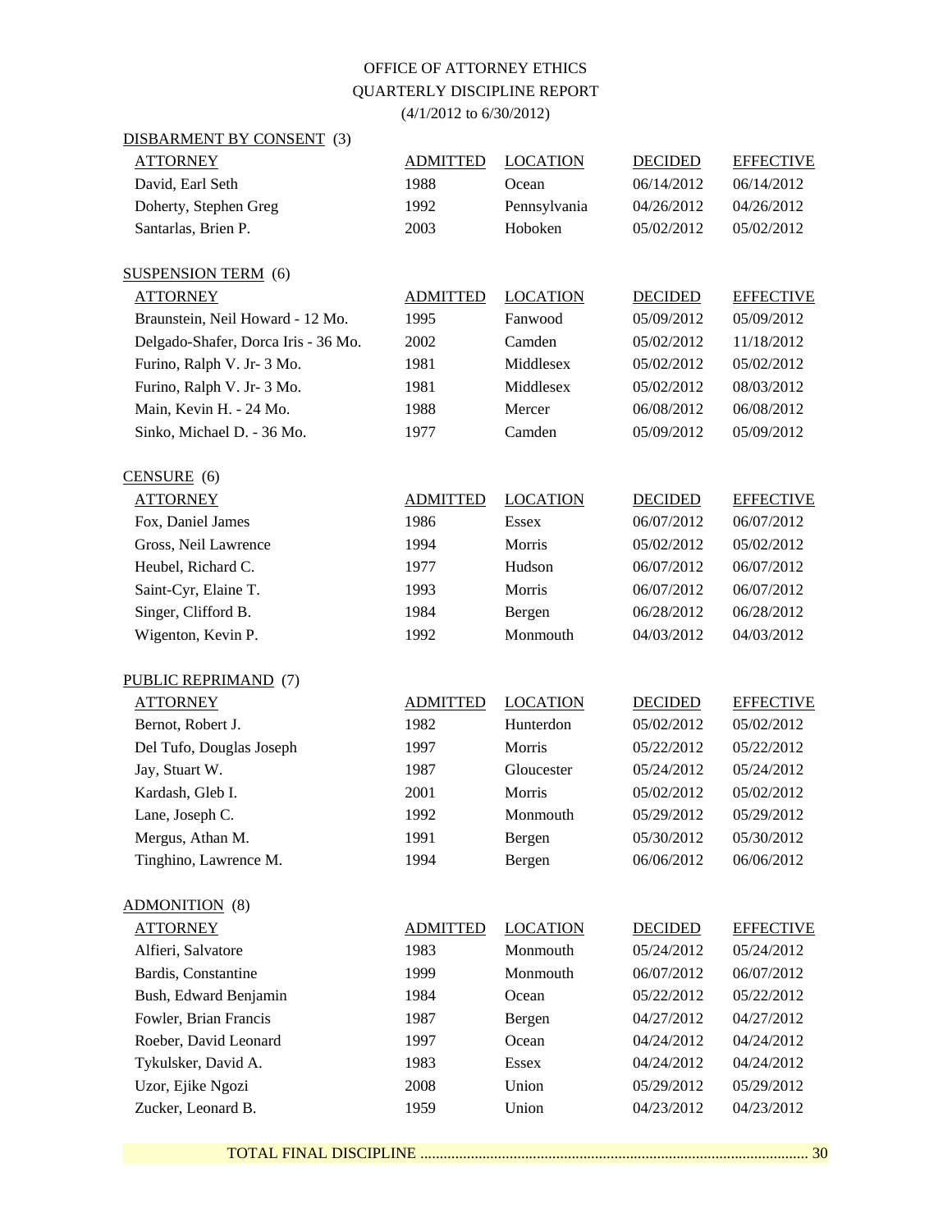# OFFICE OF ATTORNEY ETHICS

## QUARTERLY DISCIPLINE REPORT

(4/1/2012 to 6/30/2012)

### DISBARMENT BY CONSENT (3)

| ATTORNEY | ADMITTED | LOCATION | DECIDED | EFFECTIVE |
|---|---|---|---|---|
| David, Earl Seth | 1988 | Ocean | 06/14/2012 | 06/14/2012 |
| Doherty, Stephen Greg | 1992 | Pennsylvania | 04/26/2012 | 04/26/2012 |
| Santarlas, Brien P. | 2003 | Hoboken | 05/02/2012 | 05/02/2012 |

### SUSPENSION TERM (6)

| ATTORNEY | ADMITTED | LOCATION | DECIDED | EFFECTIVE |
|---|---|---|---|---|
| Braunstein, Neil Howard - 12 Mo. | 1995 | Fanwood | 05/09/2012 | 05/09/2012 |
| Delgado-Shafer, Dorca Iris - 36 Mo. | 2002 | Camden | 05/02/2012 | 11/18/2012 |
| Furino, Ralph V. Jr- 3 Mo. | 1981 | Middlesex | 05/02/2012 | 05/02/2012 |
| Furino, Ralph V. Jr- 3 Mo. | 1981 | Middlesex | 05/02/2012 | 08/03/2012 |
| Main, Kevin H. - 24 Mo. | 1988 | Mercer | 06/08/2012 | 06/08/2012 |
| Sinko, Michael D. - 36 Mo. | 1977 | Camden | 05/09/2012 | 05/09/2012 |

### CENSURE (6)

| ATTORNEY | ADMITTED | LOCATION | DECIDED | EFFECTIVE |
|---|---|---|---|---|
| Fox, Daniel James | 1986 | Essex | 06/07/2012 | 06/07/2012 |
| Gross, Neil Lawrence | 1994 | Morris | 05/02/2012 | 05/02/2012 |
| Heubel, Richard C. | 1977 | Hudson | 06/07/2012 | 06/07/2012 |
| Saint-Cyr, Elaine T. | 1993 | Morris | 06/07/2012 | 06/07/2012 |
| Singer, Clifford B. | 1984 | Bergen | 06/28/2012 | 06/28/2012 |
| Wigenton, Kevin P. | 1992 | Monmouth | 04/03/2012 | 04/03/2012 |

### PUBLIC REPRIMAND (7)

| ATTORNEY | ADMITTED | LOCATION | DECIDED | EFFECTIVE |
|---|---|---|---|---|
| Bernot, Robert J. | 1982 | Hunterdon | 05/02/2012 | 05/02/2012 |
| Del Tufo, Douglas Joseph | 1997 | Morris | 05/22/2012 | 05/22/2012 |
| Jay, Stuart W. | 1987 | Gloucester | 05/24/2012 | 05/24/2012 |
| Kardash, Gleb I. | 2001 | Morris | 05/02/2012 | 05/02/2012 |
| Lane, Joseph C. | 1992 | Monmouth | 05/29/2012 | 05/29/2012 |
| Mergus, Athan M. | 1991 | Bergen | 05/30/2012 | 05/30/2012 |
| Tinghino, Lawrence M. | 1994 | Bergen | 06/06/2012 | 06/06/2012 |

### ADMONITION (8)

| ATTORNEY | ADMITTED | LOCATION | DECIDED | EFFECTIVE |
|---|---|---|---|---|
| Alfieri, Salvatore | 1983 | Monmouth | 05/24/2012 | 05/24/2012 |
| Bardis, Constantine | 1999 | Monmouth | 06/07/2012 | 06/07/2012 |
| Bush, Edward Benjamin | 1984 | Ocean | 05/22/2012 | 05/22/2012 |
| Fowler, Brian Francis | 1987 | Bergen | 04/27/2012 | 04/27/2012 |
| Roeber, David Leonard | 1997 | Ocean | 04/24/2012 | 04/24/2012 |
| Tykulsker, David A. | 1983 | Essex | 04/24/2012 | 04/24/2012 |
| Uzor, Ejike Ngozi | 2008 | Union | 05/29/2012 | 05/29/2012 |
| Zucker, Leonard B. | 1959 | Union | 04/23/2012 | 04/23/2012 |

TOTAL FINAL DISCIPLINE .................................................................................................... 30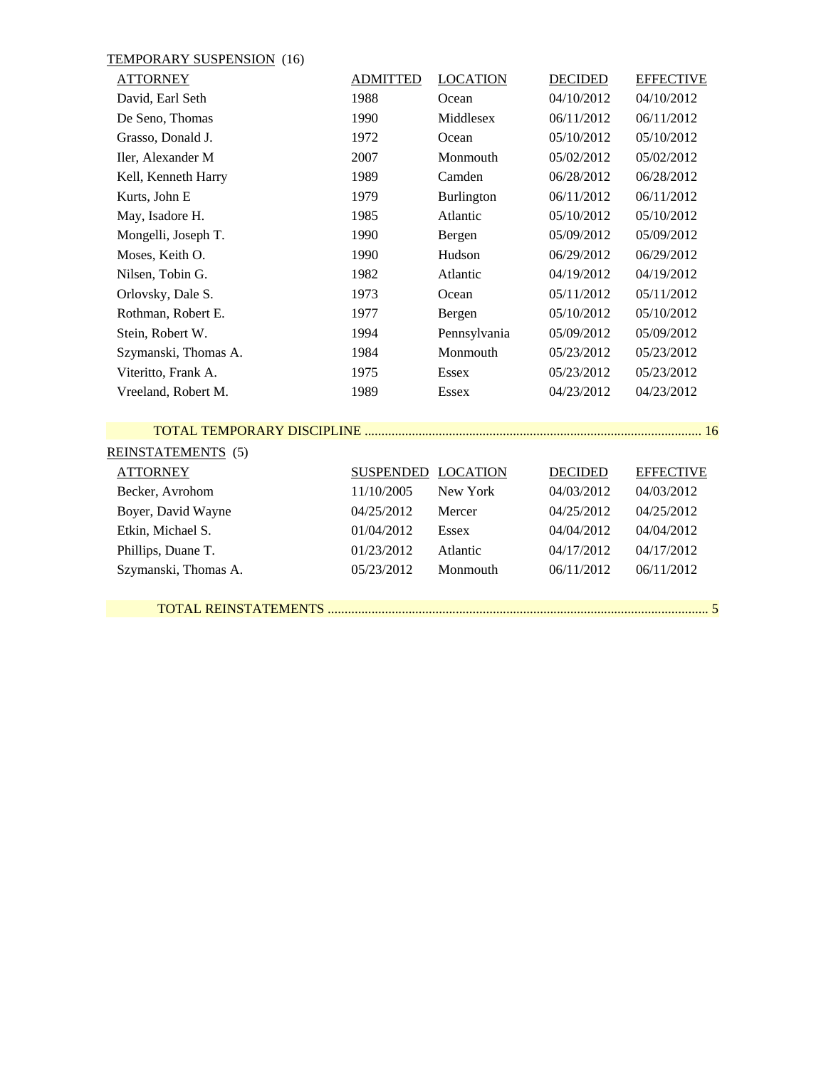TEMPORARY SUSPENSION (16)

| ATTORNEY | ADMITTED | LOCATION | DECIDED | EFFECTIVE |
|---|---|---|---|---|
| David, Earl Seth | 1988 | Ocean | 04/10/2012 | 04/10/2012 |
| De Seno, Thomas | 1990 | Middlesex | 06/11/2012 | 06/11/2012 |
| Grasso, Donald J. | 1972 | Ocean | 05/10/2012 | 05/10/2012 |
| Iler, Alexander M | 2007 | Monmouth | 05/02/2012 | 05/02/2012 |
| Kell, Kenneth Harry | 1989 | Camden | 06/28/2012 | 06/28/2012 |
| Kurts, John E | 1979 | Burlington | 06/11/2012 | 06/11/2012 |
| May, Isadore H. | 1985 | Atlantic | 05/10/2012 | 05/10/2012 |
| Mongelli, Joseph T. | 1990 | Bergen | 05/09/2012 | 05/09/2012 |
| Moses, Keith O. | 1990 | Hudson | 06/29/2012 | 06/29/2012 |
| Nilsen, Tobin G. | 1982 | Atlantic | 04/19/2012 | 04/19/2012 |
| Orlovsky, Dale S. | 1973 | Ocean | 05/11/2012 | 05/11/2012 |
| Rothman, Robert E. | 1977 | Bergen | 05/10/2012 | 05/10/2012 |
| Stein, Robert W. | 1994 | Pennsylvania | 05/09/2012 | 05/09/2012 |
| Szymanski, Thomas A. | 1984 | Monmouth | 05/23/2012 | 05/23/2012 |
| Viteritto, Frank A. | 1975 | Essex | 05/23/2012 | 05/23/2012 |
| Vreeland, Robert M. | 1989 | Essex | 04/23/2012 | 04/23/2012 |

TOTAL TEMPORARY DISCIPLINE .................................................................................................... 16

REINSTATEMENTS (5)

| ATTORNEY | SUSPENDED | LOCATION | DECIDED | EFFECTIVE |
|---|---|---|---|---|
| Becker, Avrohom | 11/10/2005 | New York | 04/03/2012 | 04/03/2012 |
| Boyer, David Wayne | 04/25/2012 | Mercer | 04/25/2012 | 04/25/2012 |
| Etkin, Michael S. | 01/04/2012 | Essex | 04/04/2012 | 04/04/2012 |
| Phillips, Duane T. | 01/23/2012 | Atlantic | 04/17/2012 | 04/17/2012 |
| Szymanski, Thomas A. | 05/23/2012 | Monmouth | 06/11/2012 | 06/11/2012 |

TOTAL REINSTATEMENTS ................................................................................................................ 5